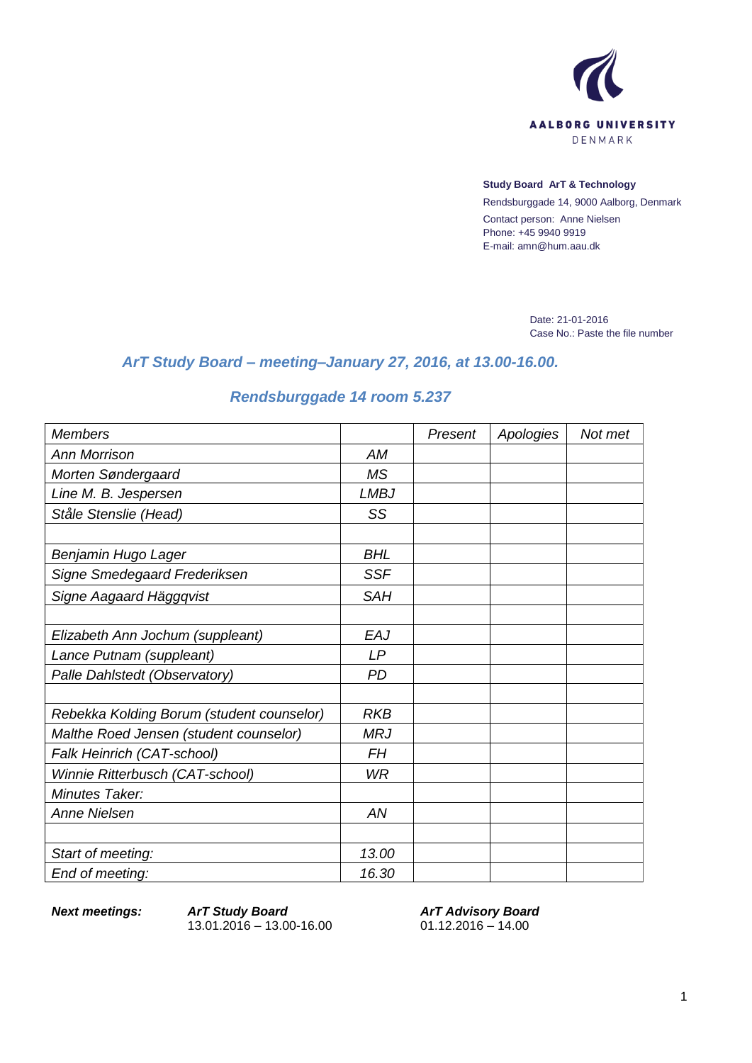AALBORG UNIVERSITY
DENMARK

**Study Board ArT & Technology**
Rendsburggade 14, 9000 Aalborg, Denmark
Contact person: Anne Nielsen
Phone: +45 9940 9919
E-mail: amn@hum.aau.dk

Date: 21-01-2016
Case No.: Paste the file number

## *ArT Study Board – meeting–January 27, 2016, at 13.00-16.00.*

## *Rendsburggade 14 room 5.237*

| *Members* | | *Present* | *Apologies* | *Not met* |
|---|---|---|---|---|
| *Ann Morrison* | *AM* | | | |
| *Morten Søndergaard* | *MS* | | | |
| *Line M. B. Jespersen* | *LMBJ* | | | |
| *Ståle Stenslie (Head)* | *SS* | | | |
| | | | | |
| *Benjamin Hugo Lager* | *BHL* | | | |
| *Signe Smedegaard Frederiksen* | *SSF* | | | |
| *Signe Aagaard Häggqvist* | *SAH* | | | |
| | | | | |
| *Elizabeth Ann Jochum (suppleant)* | *EAJ* | | | |
| *Lance Putnam (suppleant)* | *LP* | | | |
| *Palle Dahlstedt (Observatory)* | *PD* | | | |
| | | | | |
| *Rebekka Kolding Borum (student counselor)* | *RKB* | | | |
| *Malthe Roed Jensen (student counselor)* | *MRJ* | | | |
| *Falk Heinrich (CAT-school)* | *FH* | | | |
| *Winnie Ritterbusch (CAT-school)* | *WR* | | | |
| *Minutes Taker:* | | | | |
| *Anne Nielsen* | *AN* | | | |
| | | | | |
| *Start of meeting:* | *13.00* | | | |
| *End of meeting:* | *16.30* | | | |

| ***Next meetings:*** | ***ArT Study Board*** | ***ArT Advisory Board*** |
|---|---|---|
| | 13.01.2016 – 13.00-16.00 | 01.12.2016 – 14.00 |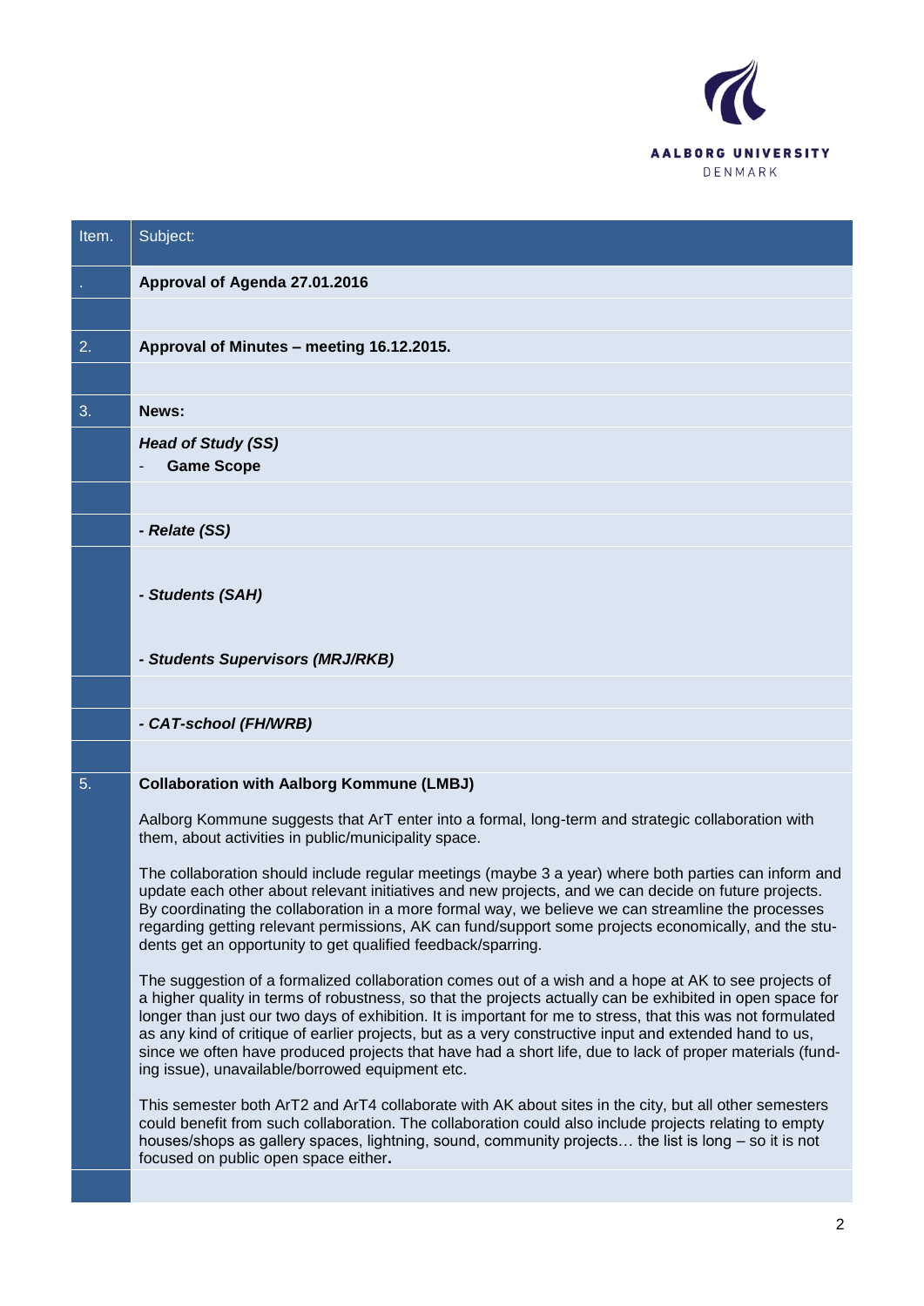| Item. | Subject: |
|---|---|
| . | **Approval of Agenda 27.01.2016** |
| | |
| 2. | **Approval of Minutes – meeting 16.12.2015.** |
| | |
| 3. | **News:** |
| | ***Head of Study (SS)***<br>- **Game Scope** |
| | |
| | ***- Relate (SS)*** |
| | ***- Students (SAH)***<br><br>***- Students Supervisors (MRJ/RKB)*** |
| | |
| | ***- CAT-school (FH/WRB)*** |
| | |
| 5. | **Collaboration with Aalborg Kommune (LMBJ)**<br><br>Aalborg Kommune suggests that ArT enter into a formal, long-term and strategic collaboration with them, about activities in public/municipality space.<br><br>The collaboration should include regular meetings (maybe 3 a year) where both parties can inform and update each other about relevant initiatives and new projects, and we can decide on future projects. By coordinating the collaboration in a more formal way, we believe we can streamline the processes regarding getting relevant permissions, AK can fund/support some projects economically, and the students get an opportunity to get qualified feedback/sparring.<br><br>The suggestion of a formalized collaboration comes out of a wish and a hope at AK to see projects of a higher quality in terms of robustness, so that the projects actually can be exhibited in open space for longer than just our two days of exhibition. It is important for me to stress, that this was not formulated as any kind of critique of earlier projects, but as a very constructive input and extended hand to us, since we often have produced projects that have had a short life, due to lack of proper materials (funding issue), unavailable/borrowed equipment etc.<br><br>This semester both ArT2 and ArT4 collaborate with AK about sites in the city, but all other semesters could benefit from such collaboration. The collaboration could also include projects relating to empty houses/shops as gallery spaces, lightning, sound, community projects… the list is long – so it is not focused on public open space either**.** |
| | |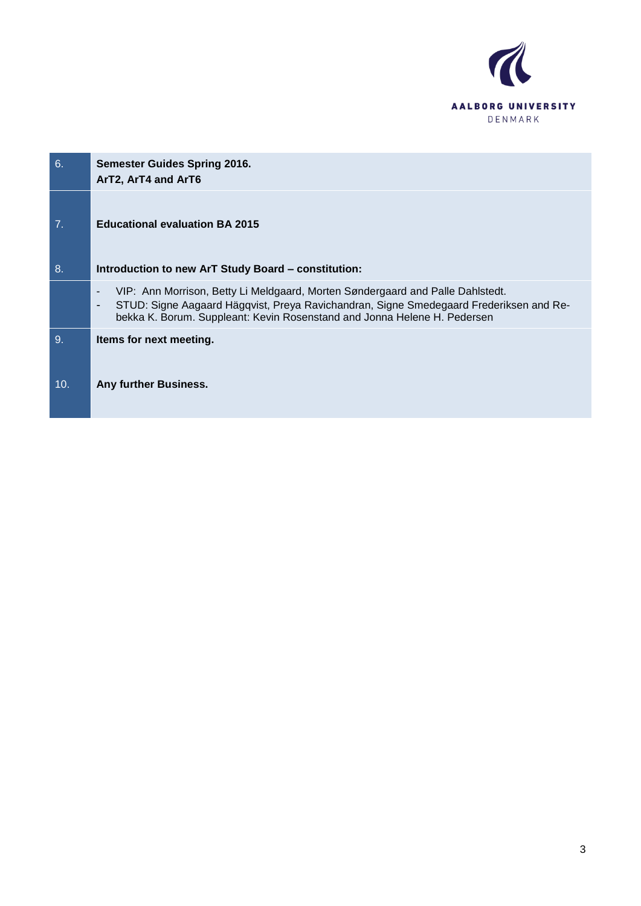| | |
|---|---|
| 6. | **Semester Guides Spring 2016. ArT2, ArT4 and ArT6** |
| 7. | **Educational evaluation BA 2015** |
| 8. | **Introduction to new ArT Study Board – constitution:** |
| | - VIP: Ann Morrison, Betty Li Meldgaard, Morten Søndergaard and Palle Dahlstedt.<br>- STUD: Signe Aagaard Hägqvist, Preya Ravichandran, Signe Smedegaard Frederiksen and Rebekka K. Borum. Suppleant: Kevin Rosenstand and Jonna Helene H. Pedersen |
| 9. | **Items for next meeting.** |
| 10. | **Any further Business.** |